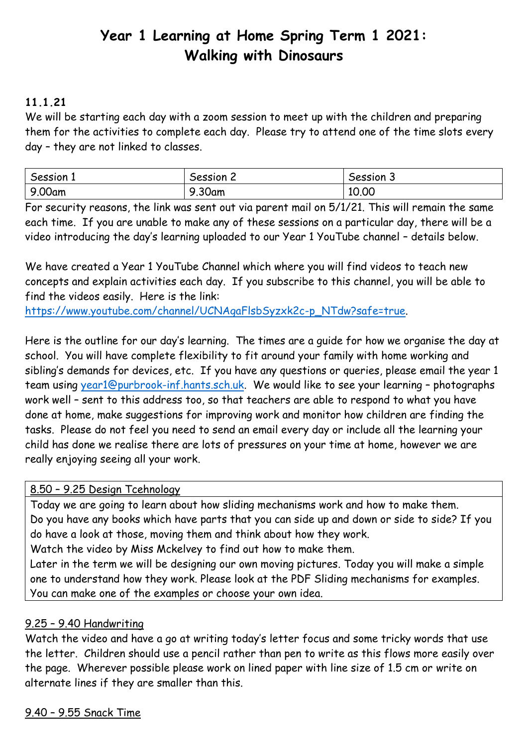# Year 1 Learning at Home Spring Term 1 2021: Walking with Dinosaurs

**11.1.21**

We will be starting each day with a zoom session to meet up with the children and preparing them for the activities to complete each day. Please try to attend one of the time slots every day – they are not linked to classes.

| Session 1 | Session 2 | Session 3 |
|---|---|---|
| 9.00am | 9.30am | 10.00 |

For security reasons, the link was sent out via parent mail on 5/1/21. This will remain the same each time. If you are unable to make any of these sessions on a particular day, there will be a video introducing the day's learning uploaded to our Year 1 YouTube channel – details below.

We have created a Year 1 YouTube Channel which where you will find videos to teach new concepts and explain activities each day. If you subscribe to this channel, you will be able to find the videos easily. Here is the link: https://www.youtube.com/channel/UCNAgaFlsbSyzxk2c-p_NTdw?safe=true.

Here is the outline for our day's learning. The times are a guide for how we organise the day at school. You will have complete flexibility to fit around your family with home working and sibling's demands for devices, etc. If you have any questions or queries, please email the year 1 team using year1@purbrook-inf.hants.sch.uk. We would like to see your learning – photographs work well – sent to this address too, so that teachers are able to respond to what you have done at home, make suggestions for improving work and monitor how children are finding the tasks. Please do not feel you need to send an email every day or include all the learning your child has done we realise there are lots of pressures on your time at home, however we are really enjoying seeing all your work.

| 8.50 – 9.25 Design Tcehnology |
|---|
| Today we are going to learn about how sliding mechanisms work and how to make them. Do you have any books which have parts that you can side up and down or side to side? If you do have a look at those, moving them and think about how they work. Watch the video by Miss Mckelvey to find out how to make them. Later in the term we will be designing our own moving pictures. Today you will make a simple one to understand how they work. Please look at the PDF Sliding mechanisms for examples. You can make one of the examples or choose your own idea. |

9.25 – 9.40 Handwriting

Watch the video and have a go at writing today's letter focus and some tricky words that use the letter. Children should use a pencil rather than pen to write as this flows more easily over the page. Wherever possible please work on lined paper with line size of 1.5 cm or write on alternate lines if they are smaller than this.

9.40 – 9.55 Snack Time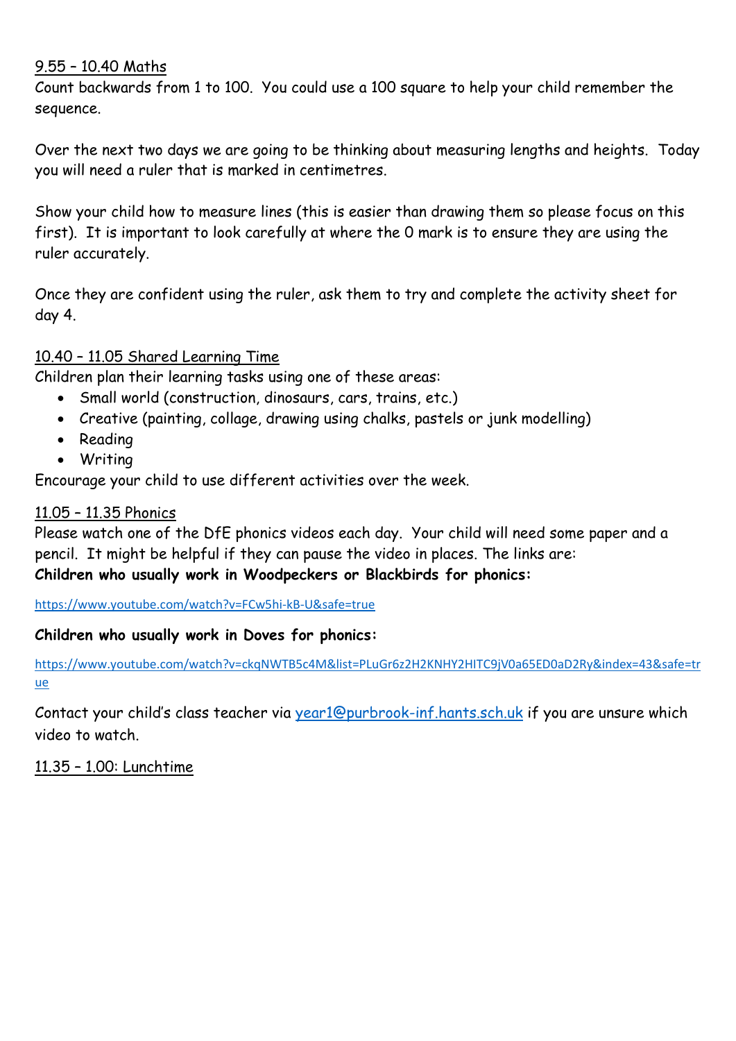9.55 – 10.40 Maths

Count backwards from 1 to 100. You could use a 100 square to help your child remember the sequence.

Over the next two days we are going to be thinking about measuring lengths and heights. Today you will need a ruler that is marked in centimetres.

Show your child how to measure lines (this is easier than drawing them so please focus on this first). It is important to look carefully at where the 0 mark is to ensure they are using the ruler accurately.

Once they are confident using the ruler, ask them to try and complete the activity sheet for day 4.

10.40 – 11.05 Shared Learning Time

Children plan their learning tasks using one of these areas:

- Small world (construction, dinosaurs, cars, trains, etc.)
- Creative (painting, collage, drawing using chalks, pastels or junk modelling)
- Reading
- Writing

Encourage your child to use different activities over the week.

11.05 – 11.35 Phonics

Please watch one of the DfE phonics videos each day. Your child will need some paper and a pencil. It might be helpful if they can pause the video in places. The links are:

**Children who usually work in Woodpeckers or Blackbirds for phonics:**

https://www.youtube.com/watch?v=FCw5hi-kB-U&safe=true

**Children who usually work in Doves for phonics:**

https://www.youtube.com/watch?v=ckqNWTB5c4M&list=PLuGr6z2H2KNHY2HITC9jV0a65ED0aD2Ry&index=43&safe=true

Contact your child's class teacher via year1@purbrook-inf.hants.sch.uk if you are unsure which video to watch.

11.35 – 1.00: Lunchtime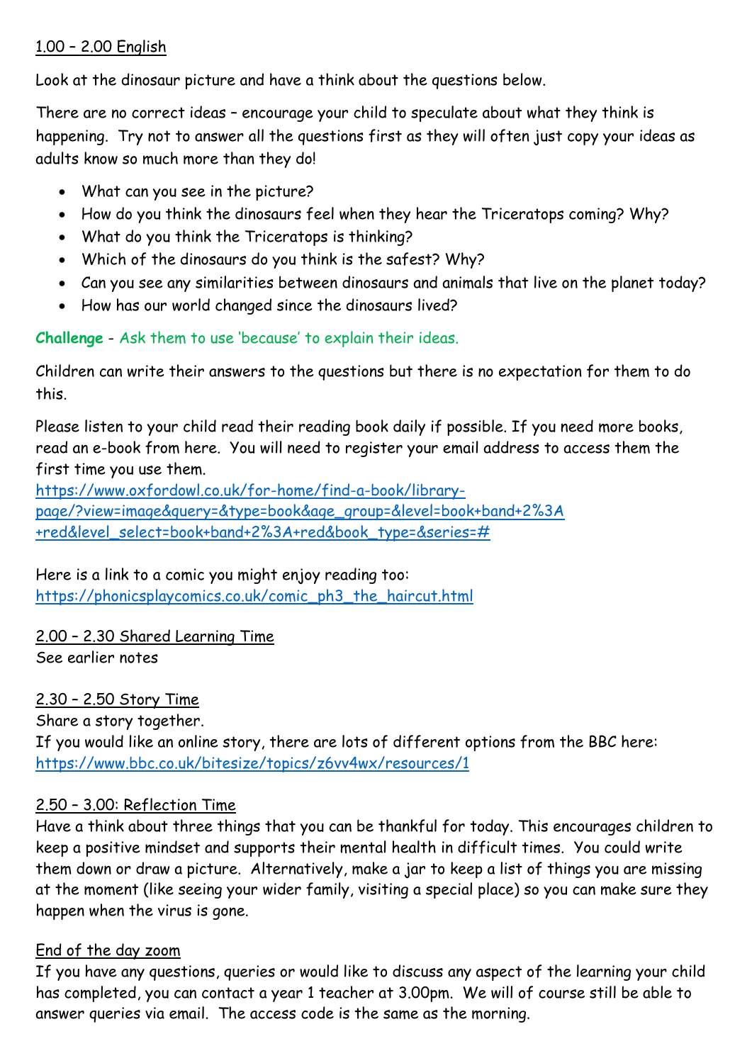1.00 – 2.00 English

Look at the dinosaur picture and have a think about the questions below.

There are no correct ideas – encourage your child to speculate about what they think is happening. Try not to answer all the questions first as they will often just copy your ideas as adults know so much more than they do!

- What can you see in the picture?
- How do you think the dinosaurs feel when they hear the Triceratops coming? Why?
- What do you think the Triceratops is thinking?
- Which of the dinosaurs do you think is the safest? Why?
- Can you see any similarities between dinosaurs and animals that live on the planet today?
- How has our world changed since the dinosaurs lived?

**Challenge** - Ask them to use 'because' to explain their ideas.

Children can write their answers to the questions but there is no expectation for them to do this.

Please listen to your child read their reading book daily if possible. If you need more books, read an e-book from here. You will need to register your email address to access them the first time you use them.
https://www.oxfordowl.co.uk/for-home/find-a-book/library-page/?view=image&query=&type=book&age_group=&level=book+band+2%3A+red&level_select=book+band+2%3A+red&book_type=&series=#

Here is a link to a comic you might enjoy reading too:
https://phonicsplaycomics.co.uk/comic_ph3_the_haircut.html

2.00 – 2.30 Shared Learning Time
See earlier notes

2.30 – 2.50 Story Time
Share a story together.
If you would like an online story, there are lots of different options from the BBC here:
https://www.bbc.co.uk/bitesize/topics/z6vv4wx/resources/1

2.50 – 3.00: Reflection Time
Have a think about three things that you can be thankful for today. This encourages children to keep a positive mindset and supports their mental health in difficult times. You could write them down or draw a picture. Alternatively, make a jar to keep a list of things you are missing at the moment (like seeing your wider family, visiting a special place) so you can make sure they happen when the virus is gone.

End of the day zoom
If you have any questions, queries or would like to discuss any aspect of the learning your child has completed, you can contact a year 1 teacher at 3.00pm. We will of course still be able to answer queries via email. The access code is the same as the morning.